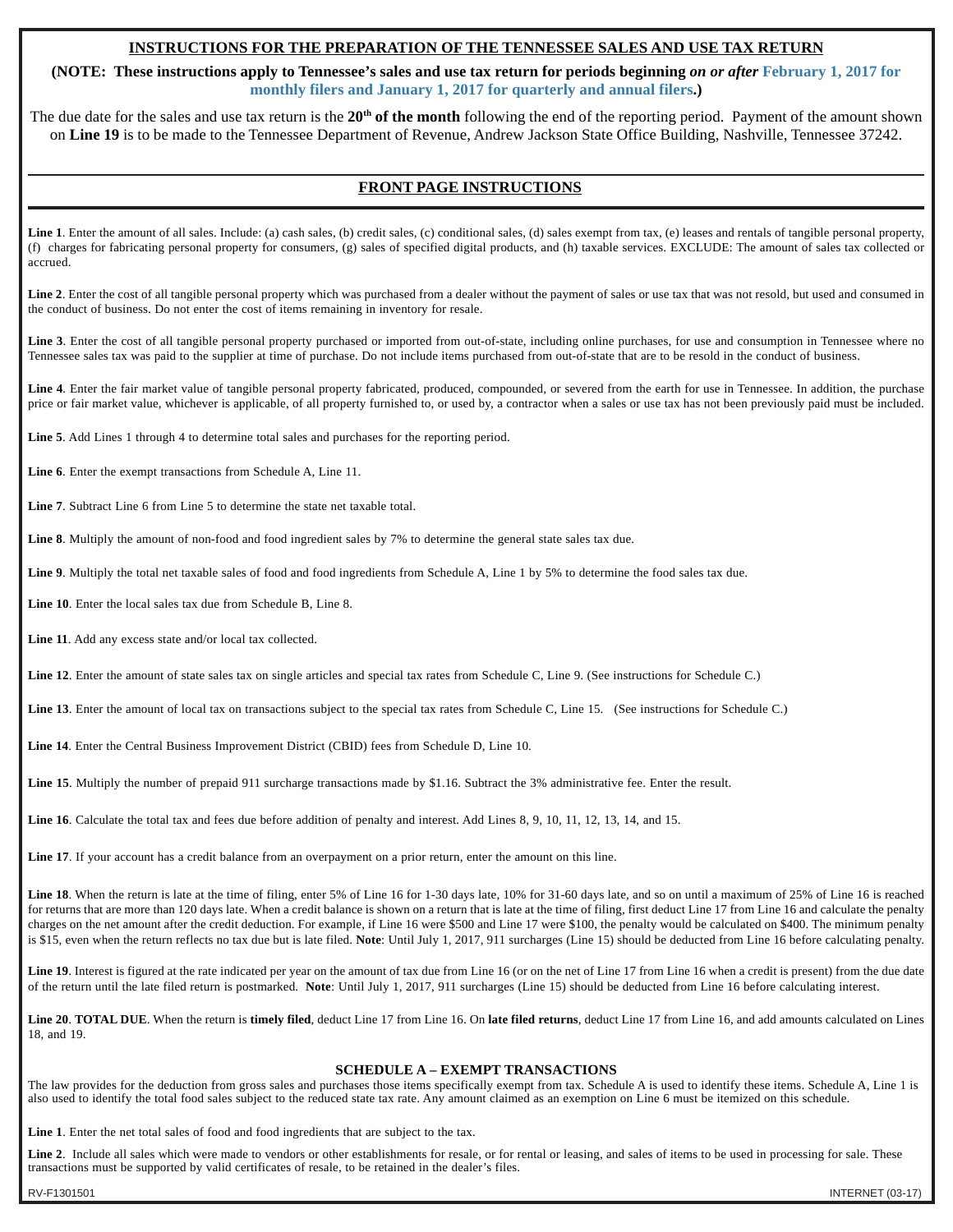# INSTRUCTIONS FOR THE PREPARATION OF THE TENNESSEE SALES AND USE TAX RETURN

**(NOTE: These instructions apply to Tennessee's sales and use tax return for periods beginning *on or after* February 1, 2017 for monthly filers and January 1, 2017 for quarterly and annual filers.)**

The due date for the sales and use tax return is the **20th of the month** following the end of the reporting period. Payment of the amount shown on **Line 19** is to be made to the Tennessee Department of Revenue, Andrew Jackson State Office Building, Nashville, Tennessee 37242.

## FRONT PAGE INSTRUCTIONS

**Line 1**. Enter the amount of all sales. Include: (a) cash sales, (b) credit sales, (c) conditional sales, (d) sales exempt from tax, (e) leases and rentals of tangible personal property, (f) charges for fabricating personal property for consumers, (g) sales of specified digital products, and (h) taxable services. EXCLUDE: The amount of sales tax collected or accrued.

**Line 2**. Enter the cost of all tangible personal property which was purchased from a dealer without the payment of sales or use tax that was not resold, but used and consumed in the conduct of business. Do not enter the cost of items remaining in inventory for resale.

**Line 3**. Enter the cost of all tangible personal property purchased or imported from out-of-state, including online purchases, for use and consumption in Tennessee where no Tennessee sales tax was paid to the supplier at time of purchase. Do not include items purchased from out-of-state that are to be resold in the conduct of business.

**Line 4**. Enter the fair market value of tangible personal property fabricated, produced, compounded, or severed from the earth for use in Tennessee. In addition, the purchase price or fair market value, whichever is applicable, of all property furnished to, or used by, a contractor when a sales or use tax has not been previously paid must be included.

**Line 5**. Add Lines 1 through 4 to determine total sales and purchases for the reporting period.

**Line 6**. Enter the exempt transactions from Schedule A, Line 11.

**Line 7**. Subtract Line 6 from Line 5 to determine the state net taxable total.

**Line 8**. Multiply the amount of non-food and food ingredient sales by 7% to determine the general state sales tax due.

**Line 9**. Multiply the total net taxable sales of food and food ingredients from Schedule A, Line 1 by 5% to determine the food sales tax due.

**Line 10**. Enter the local sales tax due from Schedule B, Line 8.

**Line 11**. Add any excess state and/or local tax collected.

**Line 12**. Enter the amount of state sales tax on single articles and special tax rates from Schedule C, Line 9. (See instructions for Schedule C.)

**Line 13**. Enter the amount of local tax on transactions subject to the special tax rates from Schedule C, Line 15. (See instructions for Schedule C.)

**Line 14**. Enter the Central Business Improvement District (CBID) fees from Schedule D, Line 10.

**Line 15**. Multiply the number of prepaid 911 surcharge transactions made by $1.16. Subtract the 3% administrative fee. Enter the result.

**Line 16**. Calculate the total tax and fees due before addition of penalty and interest. Add Lines 8, 9, 10, 11, 12, 13, 14, and 15.

**Line 17**. If your account has a credit balance from an overpayment on a prior return, enter the amount on this line.

**Line 18**. When the return is late at the time of filing, enter 5% of Line 16 for 1-30 days late, 10% for 31-60 days late, and so on until a maximum of 25% of Line 16 is reached for returns that are more than 120 days late. When a credit balance is shown on a return that is late at the time of filing, first deduct Line 17 from Line 16 and calculate the penalty charges on the net amount after the credit deduction. For example, if Line 16 were $500 and Line 17 were $100, the penalty would be calculated on $400. The minimum penalty is $15, even when the return reflects no tax due but is late filed. **Note**: Until July 1, 2017, 911 surcharges (Line 15) should be deducted from Line 16 before calculating penalty.

**Line 19**. Interest is figured at the rate indicated per year on the amount of tax due from Line 16 (or on the net of Line 17 from Line 16 when a credit is present) from the due date of the return until the late filed return is postmarked. **Note**: Until July 1, 2017, 911 surcharges (Line 15) should be deducted from Line 16 before calculating interest.

**Line 20**. **TOTAL DUE**. When the return is **timely filed**, deduct Line 17 from Line 16. On **late filed returns**, deduct Line 17 from Line 16, and add amounts calculated on Lines 18, and 19.

### SCHEDULE A – EXEMPT TRANSACTIONS

The law provides for the deduction from gross sales and purchases those items specifically exempt from tax. Schedule A is used to identify these items. Schedule A, Line 1 is also used to identify the total food sales subject to the reduced state tax rate. Any amount claimed as an exemption on Line 6 must be itemized on this schedule.

**Line 1**. Enter the net total sales of food and food ingredients that are subject to the tax.

**Line 2**. Include all sales which were made to vendors or other establishments for resale, or for rental or leasing, and sales of items to be used in processing for sale. These transactions must be supported by valid certificates of resale, to be retained in the dealer's files.

RV-F1301501 INTERNET (03-17)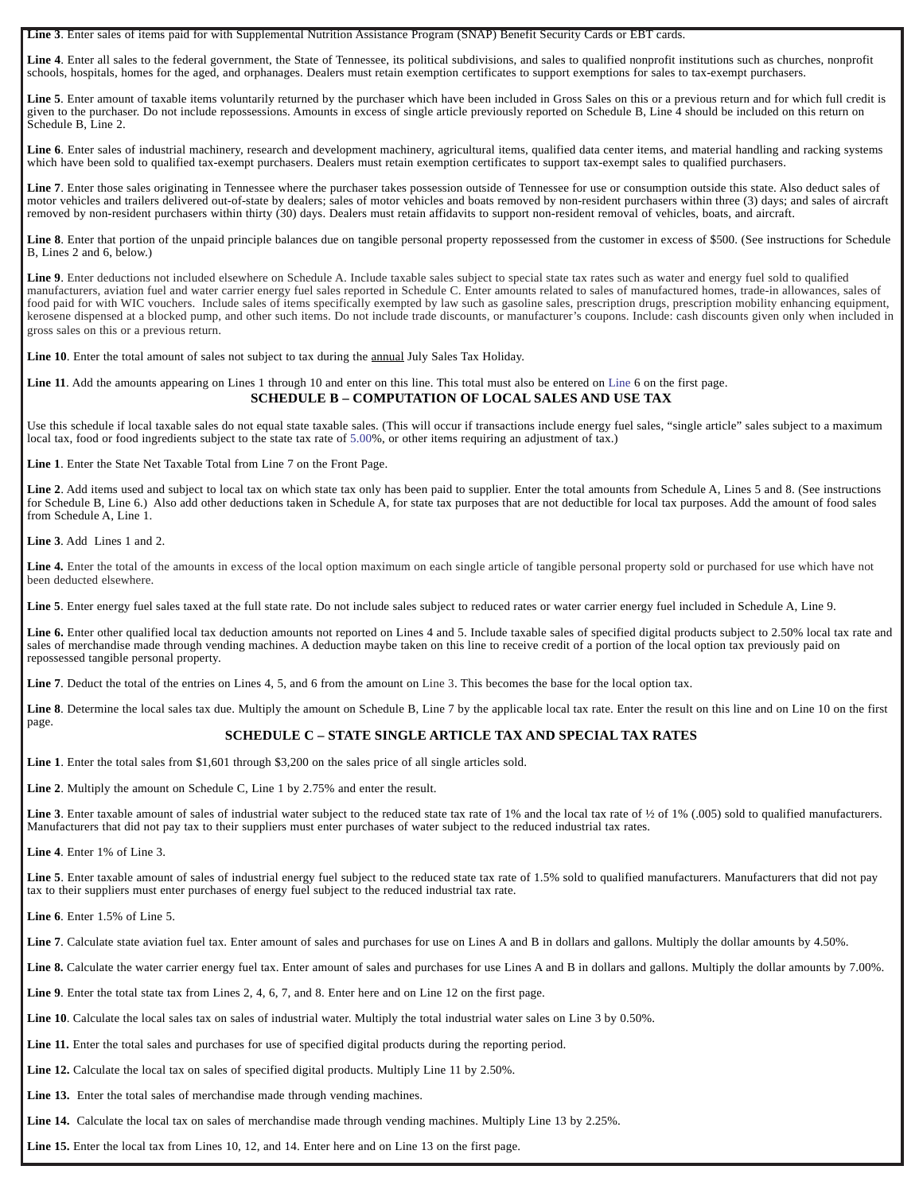**Line 3**. Enter sales of items paid for with Supplemental Nutrition Assistance Program (SNAP) Benefit Security Cards or EBT cards.

**Line 4**. Enter all sales to the federal government, the State of Tennessee, its political subdivisions, and sales to qualified nonprofit institutions such as churches, nonprofit schools, hospitals, homes for the aged, and orphanages. Dealers must retain exemption certificates to support exemptions for sales to tax-exempt purchasers.

**Line 5**. Enter amount of taxable items voluntarily returned by the purchaser which have been included in Gross Sales on this or a previous return and for which full credit is given to the purchaser. Do not include repossessions. Amounts in excess of single article previously reported on Schedule B, Line 4 should be included on this return on Schedule B, Line 2.

**Line 6**. Enter sales of industrial machinery, research and development machinery, agricultural items, qualified data center items, and material handling and racking systems which have been sold to qualified tax-exempt purchasers. Dealers must retain exemption certificates to support tax-exempt sales to qualified purchasers.

**Line 7**. Enter those sales originating in Tennessee where the purchaser takes possession outside of Tennessee for use or consumption outside this state. Also deduct sales of motor vehicles and trailers delivered out-of-state by dealers; sales of motor vehicles and boats removed by non-resident purchasers within three (3) days; and sales of aircraft removed by non-resident purchasers within thirty (30) days. Dealers must retain affidavits to support non-resident removal of vehicles, boats, and aircraft.

**Line 8**. Enter that portion of the unpaid principle balances due on tangible personal property repossessed from the customer in excess of $500. (See instructions for Schedule B, Lines 2 and 6, below.)

**Line 9**. Enter deductions not included elsewhere on Schedule A. Include taxable sales subject to special state tax rates such as water and energy fuel sold to qualified manufacturers, aviation fuel and water carrier energy fuel sales reported in Schedule C. Enter amounts related to sales of manufactured homes, trade-in allowances, sales of food paid for with WIC vouchers. Include sales of items specifically exempted by law such as gasoline sales, prescription drugs, prescription mobility enhancing equipment, kerosene dispensed at a blocked pump, and other such items. Do not include trade discounts, or manufacturer's coupons. Include: cash discounts given only when included in gross sales on this or a previous return.

**Line 10**. Enter the total amount of sales not subject to tax during the annual July Sales Tax Holiday.

**Line 11**. Add the amounts appearing on Lines 1 through 10 and enter on this line. This total must also be entered on Line 6 on the first page.

## SCHEDULE B – COMPUTATION OF LOCAL SALES AND USE TAX

Use this schedule if local taxable sales do not equal state taxable sales. (This will occur if transactions include energy fuel sales, "single article" sales subject to a maximum local tax, food or food ingredients subject to the state tax rate of 5.00%, or other items requiring an adjustment of tax.)

**Line 1**. Enter the State Net Taxable Total from Line 7 on the Front Page.

**Line 2**. Add items used and subject to local tax on which state tax only has been paid to supplier. Enter the total amounts from Schedule A, Lines 5 and 8. (See instructions for Schedule B, Line 6.) Also add other deductions taken in Schedule A, for state tax purposes that are not deductible for local tax purposes. Add the amount of food sales from Schedule A, Line 1.

**Line 3**. Add Lines 1 and 2.

**Line 4.** Enter the total of the amounts in excess of the local option maximum on each single article of tangible personal property sold or purchased for use which have not been deducted elsewhere.

**Line 5**. Enter energy fuel sales taxed at the full state rate. Do not include sales subject to reduced rates or water carrier energy fuel included in Schedule A, Line 9.

**Line 6.** Enter other qualified local tax deduction amounts not reported on Lines 4 and 5. Include taxable sales of specified digital products subject to 2.50% local tax rate and sales of merchandise made through vending machines. A deduction maybe taken on this line to receive credit of a portion of the local option tax previously paid on repossessed tangible personal property.

**Line 7**. Deduct the total of the entries on Lines 4, 5, and 6 from the amount on Line 3. This becomes the base for the local option tax.

**Line 8**. Determine the local sales tax due. Multiply the amount on Schedule B, Line 7 by the applicable local tax rate. Enter the result on this line and on Line 10 on the first page.

## SCHEDULE C – STATE SINGLE ARTICLE TAX AND SPECIAL TAX RATES

**Line 1**. Enter the total sales from $1,601 through $3,200 on the sales price of all single articles sold.

**Line 2**. Multiply the amount on Schedule C, Line 1 by 2.75% and enter the result.

**Line 3**. Enter taxable amount of sales of industrial water subject to the reduced state tax rate of 1% and the local tax rate of ½ of 1% (.005) sold to qualified manufacturers. Manufacturers that did not pay tax to their suppliers must enter purchases of water subject to the reduced industrial tax rates.

**Line 4**. Enter 1% of Line 3.

**Line 5**. Enter taxable amount of sales of industrial energy fuel subject to the reduced state tax rate of 1.5% sold to qualified manufacturers. Manufacturers that did not pay tax to their suppliers must enter purchases of energy fuel subject to the reduced industrial tax rate.

**Line 6**. Enter 1.5% of Line 5.

**Line 7**. Calculate state aviation fuel tax. Enter amount of sales and purchases for use on Lines A and B in dollars and gallons. Multiply the dollar amounts by 4.50%.

**Line 8.** Calculate the water carrier energy fuel tax. Enter amount of sales and purchases for use Lines A and B in dollars and gallons. Multiply the dollar amounts by 7.00%.

**Line 9**. Enter the total state tax from Lines 2, 4, 6, 7, and 8. Enter here and on Line 12 on the first page.

**Line 10**. Calculate the local sales tax on sales of industrial water. Multiply the total industrial water sales on Line 3 by 0.50%.

**Line 11.** Enter the total sales and purchases for use of specified digital products during the reporting period.

**Line 12.** Calculate the local tax on sales of specified digital products. Multiply Line 11 by 2.50%.

**Line 13.** Enter the total sales of merchandise made through vending machines.

**Line 14.** Calculate the local tax on sales of merchandise made through vending machines. Multiply Line 13 by 2.25%.

**Line 15.** Enter the local tax from Lines 10, 12, and 14. Enter here and on Line 13 on the first page.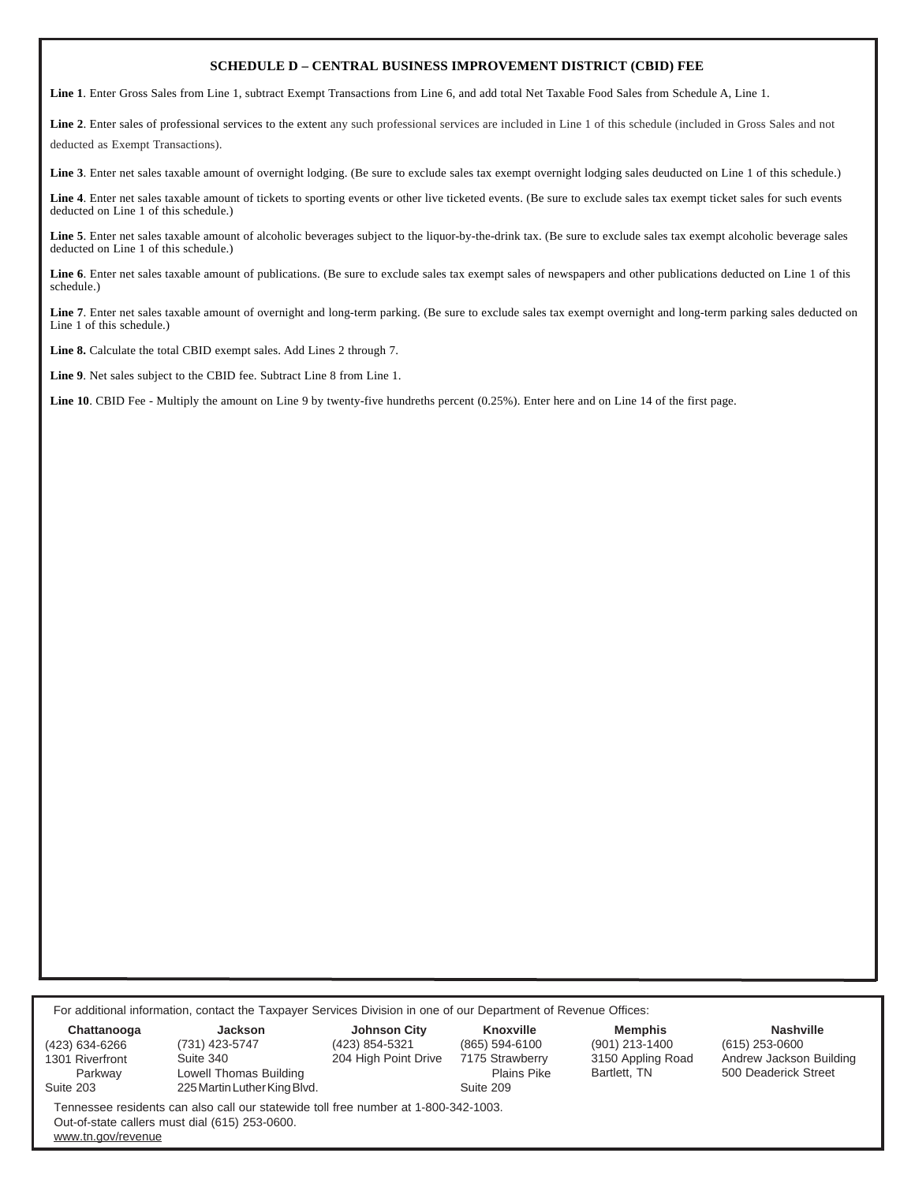## SCHEDULE D – CENTRAL BUSINESS IMPROVEMENT DISTRICT (CBID) FEE

**Line 1**. Enter Gross Sales from Line 1, subtract Exempt Transactions from Line 6, and add total Net Taxable Food Sales from Schedule A, Line 1.

**Line 2**. Enter sales of professional services to the extent any such professional services are included in Line 1 of this schedule (included in Gross Sales and not deducted as Exempt Transactions).

**Line 3**. Enter net sales taxable amount of overnight lodging. (Be sure to exclude sales tax exempt overnight lodging sales deuducted on Line 1 of this schedule.)

**Line 4**. Enter net sales taxable amount of tickets to sporting events or other live ticketed events. (Be sure to exclude sales tax exempt ticket sales for such events deducted on Line 1 of this schedule.)

**Line 5**. Enter net sales taxable amount of alcoholic beverages subject to the liquor-by-the-drink tax. (Be sure to exclude sales tax exempt alcoholic beverage sales deducted on Line 1 of this schedule.)

**Line 6**. Enter net sales taxable amount of publications. (Be sure to exclude sales tax exempt sales of newspapers and other publications deducted on Line 1 of this schedule.)

**Line 7**. Enter net sales taxable amount of overnight and long-term parking. (Be sure to exclude sales tax exempt overnight and long-term parking sales deducted on Line 1 of this schedule.)

**Line 8.** Calculate the total CBID exempt sales. Add Lines 2 through 7.

**Line 9**. Net sales subject to the CBID fee. Subtract Line 8 from Line 1.

**Line 10**. CBID Fee - Multiply the amount on Line 9 by twenty-five hundreths percent (0.25%). Enter here and on Line 14 of the first page.

For additional information, contact the Taxpayer Services Division in one of our Department of Revenue Offices:

| Chattanooga | Jackson | Johnson City | Knoxville | Memphis | Nashville |
|---|---|---|---|---|---|
| (423) 634-6266 | (731) 423-5747 | (423) 854-5321 | (865) 594-6100 | (901) 213-1400 | (615) 253-0600 |
| 1301 Riverfront Parkway | Suite 340 | 204 High Point Drive | 7175 Strawberry Plains Pike | 3150 Appling Road | Andrew Jackson Building |
| Suite 203 | Lowell Thomas Building | | Suite 209 | Bartlett, TN | 500 Deaderick Street |
| | 225 Martin Luther King Blvd. | | | | |

Tennessee residents can also call our statewide toll free number at 1-800-342-1003.
Out-of-state callers must dial (615) 253-0600.
www.tn.gov/revenue